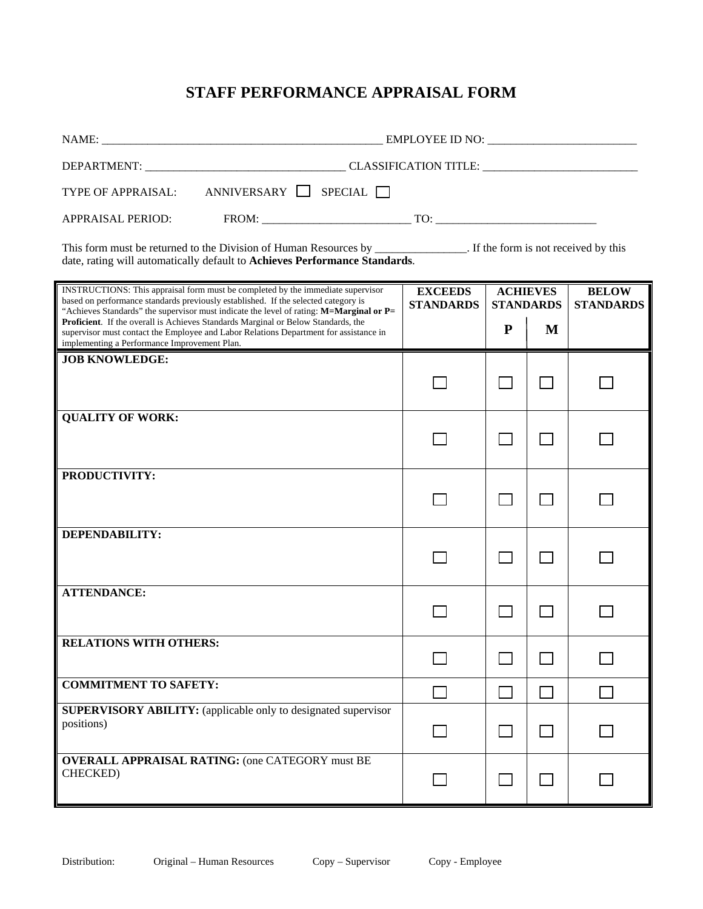# STAFF PERFORMANCE APPRAISAL FORM

NAME: ___________________________________________________ EMPLOYEE ID NO: ___________________________

DEPARTMENT: ____________________________________ CLASSIFICATION TITLE: ____________________________

TYPE OF APPRAISAL: ANNIVERSARY ☐ SPECIAL ☐

APPRAISAL PERIOD: FROM: ___________________________ TO: _____________________________

This form must be returned to the Division of Human Resources by ________________. If the form is not received by this date, rating will automatically default to **Achieves Performance Standards**.

| INSTRUCTIONS: This appraisal form must be completed by the immediate supervisor based on performance standards previously established. If the selected category is "Achieves Standards" the supervisor must indicate the level of rating: **M=Marginal or P= Proficient**. If the overall is Achieves Standards Marginal or Below Standards, the supervisor must contact the Employee and Labor Relations Department for assistance in implementing a Performance Improvement Plan. | **EXCEEDS STANDARDS** | **ACHIEVES STANDARDS** | | **BELOW STANDARDS** |
|---|---|---|---|---|
| | | **P** | **M** | |
| **JOB KNOWLEDGE:** | ☐ | ☐ | ☐ | ☐ |
| **QUALITY OF WORK:** | ☐ | ☐ | ☐ | ☐ |
| **PRODUCTIVITY:** | ☐ | ☐ | ☐ | ☐ |
| **DEPENDABILITY:** | ☐ | ☐ | ☐ | ☐ |
| **ATTENDANCE:** | ☐ | ☐ | ☐ | ☐ |
| **RELATIONS WITH OTHERS:** | ☐ | ☐ | ☐ | ☐ |
| **COMMITMENT TO SAFETY:** | ☐ | ☐ | ☐ | ☐ |
| **SUPERVISORY ABILITY:** (applicable only to designated supervisor positions) | ☐ | ☐ | ☐ | ☐ |
| **OVERALL APPRAISAL RATING:** (one CATEGORY must BE CHECKED) | ☐ | ☐ | ☐ | ☐ |

Distribution: Original – Human Resources Copy – Supervisor Copy - Employee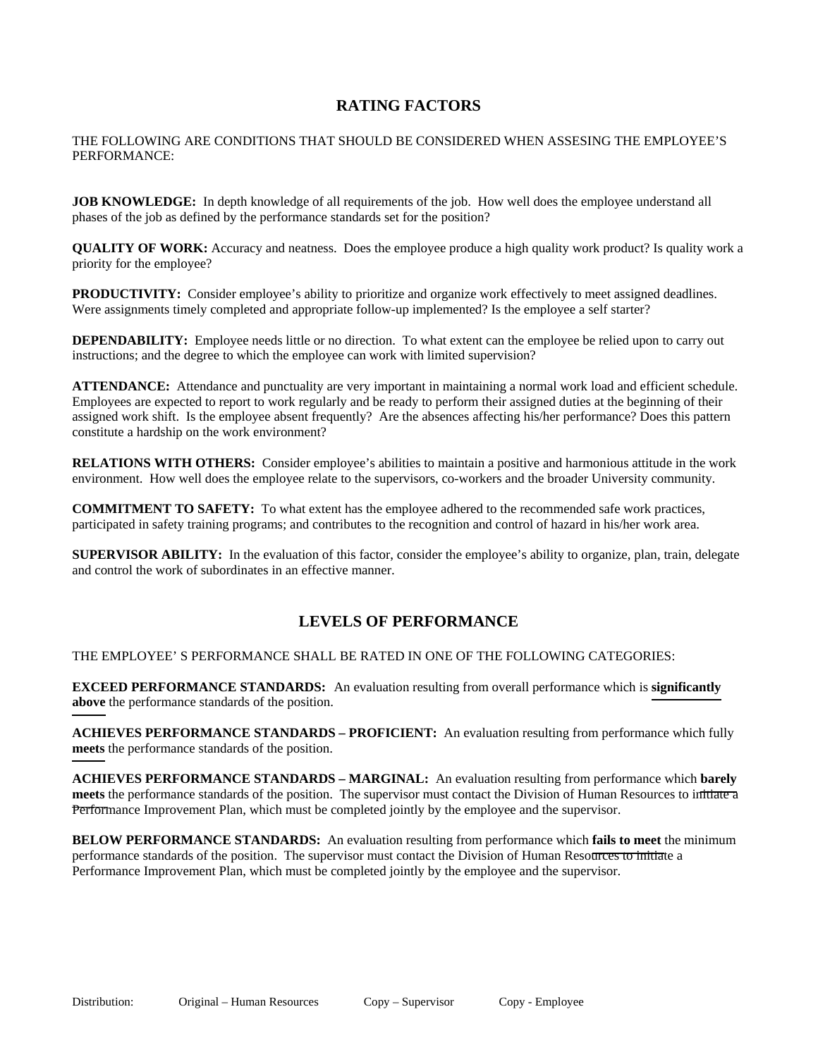## RATING FACTORS

THE FOLLOWING ARE CONDITIONS THAT SHOULD BE CONSIDERED WHEN ASSESING THE EMPLOYEE'S PERFORMANCE:

**JOB KNOWLEDGE:** In depth knowledge of all requirements of the job. How well does the employee understand all phases of the job as defined by the performance standards set for the position?

**QUALITY OF WORK:** Accuracy and neatness. Does the employee produce a high quality work product? Is quality work a priority for the employee?

**PRODUCTIVITY:** Consider employee's ability to prioritize and organize work effectively to meet assigned deadlines. Were assignments timely completed and appropriate follow-up implemented? Is the employee a self starter?

**DEPENDABILITY:** Employee needs little or no direction. To what extent can the employee be relied upon to carry out instructions; and the degree to which the employee can work with limited supervision?

**ATTENDANCE:** Attendance and punctuality are very important in maintaining a normal work load and efficient schedule. Employees are expected to report to work regularly and be ready to perform their assigned duties at the beginning of their assigned work shift. Is the employee absent frequently? Are the absences affecting his/her performance? Does this pattern constitute a hardship on the work environment?

**RELATIONS WITH OTHERS:** Consider employee's abilities to maintain a positive and harmonious attitude in the work environment. How well does the employee relate to the supervisors, co-workers and the broader University community.

**COMMITMENT TO SAFETY:** To what extent has the employee adhered to the recommended safe work practices, participated in safety training programs; and contributes to the recognition and control of hazard in his/her work area.

**SUPERVISOR ABILITY:** In the evaluation of this factor, consider the employee's ability to organize, plan, train, delegate and control the work of subordinates in an effective manner.

## LEVELS OF PERFORMANCE

THE EMPLOYEE' S PERFORMANCE SHALL BE RATED IN ONE OF THE FOLLOWING CATEGORIES:

**EXCEED PERFORMANCE STANDARDS:** An evaluation resulting from overall performance which is **significantly above** the performance standards of the position.

**ACHIEVES PERFORMANCE STANDARDS – PROFICIENT:** An evaluation resulting from performance which fully **meets** the performance standards of the position.

**ACHIEVES PERFORMANCE STANDARDS – MARGINAL:** An evaluation resulting from performance which **barely meets** the performance standards of the position. The supervisor must contact the Division of Human Resources to initiate a Performance Improvement Plan, which must be completed jointly by the employee and the supervisor.

**BELOW PERFORMANCE STANDARDS:** An evaluation resulting from performance which **fails to meet** the minimum performance standards of the position. The supervisor must contact the Division of Human Resources to initiate a Performance Improvement Plan, which must be completed jointly by the employee and the supervisor.

Distribution: Original – Human Resources Copy – Supervisor Copy - Employee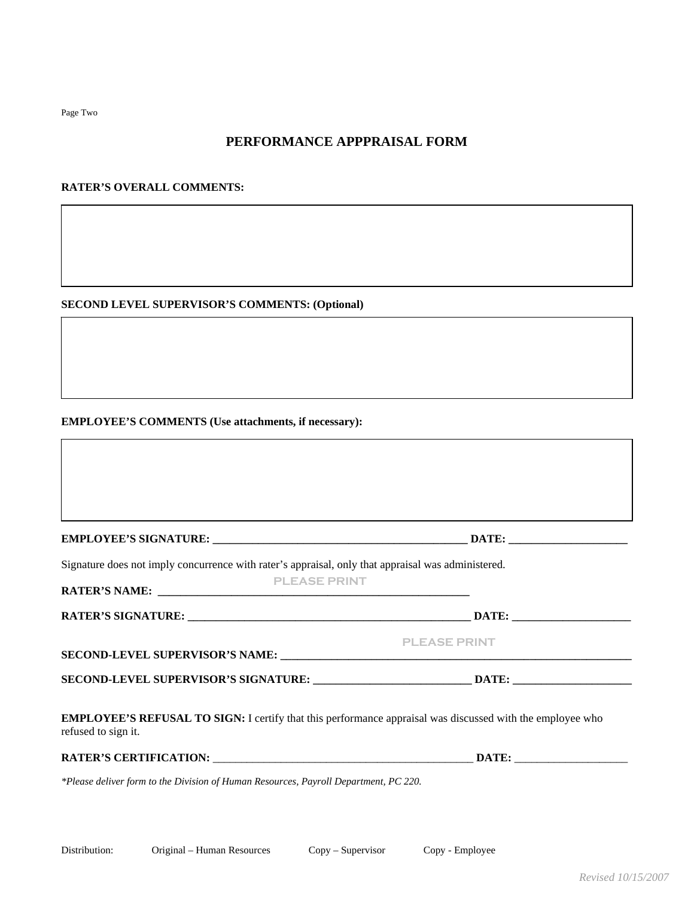Page Two

# PERFORMANCE APPPRAISAL FORM

**RATER'S OVERALL COMMENTS:**

**SECOND LEVEL SUPERVISOR'S COMMENTS: (Optional)**

**EMPLOYEE'S COMMENTS (Use attachments, if necessary):**

**EMPLOYEE'S SIGNATURE:** _____________________________________________ **DATE:** _____________________

Signature does not imply concurrence with rater's appraisal, only that appraisal was administered.

PLEASE PRINT

**RATER'S NAME:** _______________________________________________________

**RATER'S SIGNATURE:** __________________________________________________ **DATE:** _____________________

PLEASE PRINT

**SECOND-LEVEL SUPERVISOR'S NAME:** _______________________________________________________________

**SECOND-LEVEL SUPERVISOR'S SIGNATURE:** ___________________________ **DATE:** _____________________

**EMPLOYEE'S REFUSAL TO SIGN:** I certify that this performance appraisal was discussed with the employee who refused to sign it.

**RATER'S CERTIFICATION:** _______________________________________________ **DATE:** ____________________

*\*Please deliver form to the Division of Human Resources, Payroll Department, PC 220.*

Distribution: Original – Human Resources Copy – Supervisor Copy - Employee

*Revised 10/15/2007*